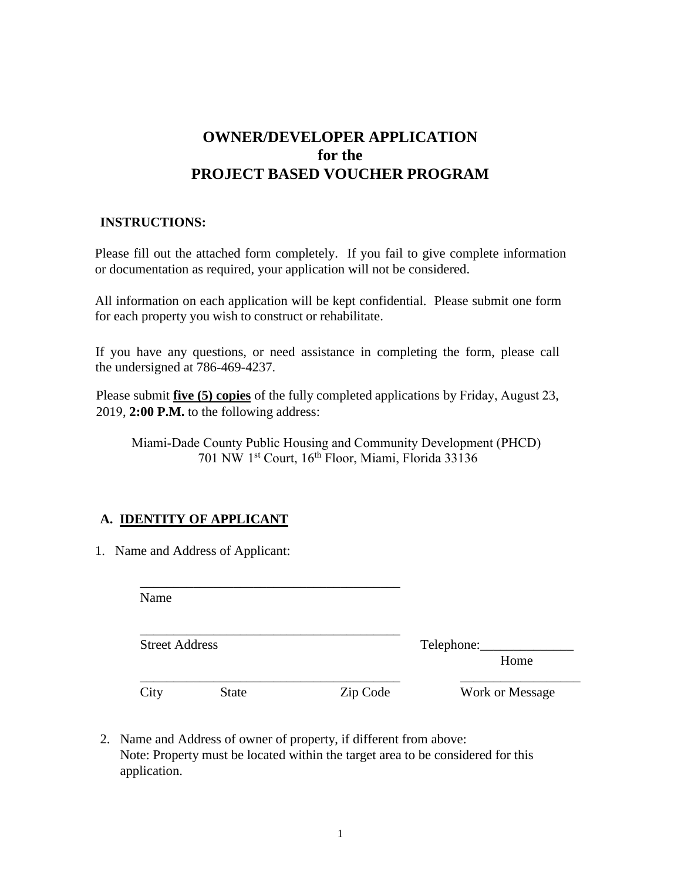# OWNER/DEVELOPER APPLICATION
# for the
# PROJECT BASED VOUCHER PROGRAM

**INSTRUCTIONS:**

Please fill out the attached form completely. If you fail to give complete information or documentation as required, your application will not be considered.

All information on each application will be kept confidential. Please submit one form for each property you wish to construct or rehabilitate.

If you have any questions, or need assistance in completing the form, please call the undersigned at 786-469-4237.

Please submit **five (5) copies** of the fully completed applications by Friday, August 23, 2019, **2:00 P.M.** to the following address:

Miami-Dade County Public Housing and Community Development (PHCD)
701 NW 1st Court, 16th Floor, Miami, Florida 33136

## A. IDENTITY OF APPLICANT

1. Name and Address of Applicant:

________________________________________
Name

________________________________________ Telephone:______________
Street Address Home

________________________________________ __________________
City State Zip Code Work or Message

2. Name and Address of owner of property, if different from above:
   Note: Property must be located within the target area to be considered for this application.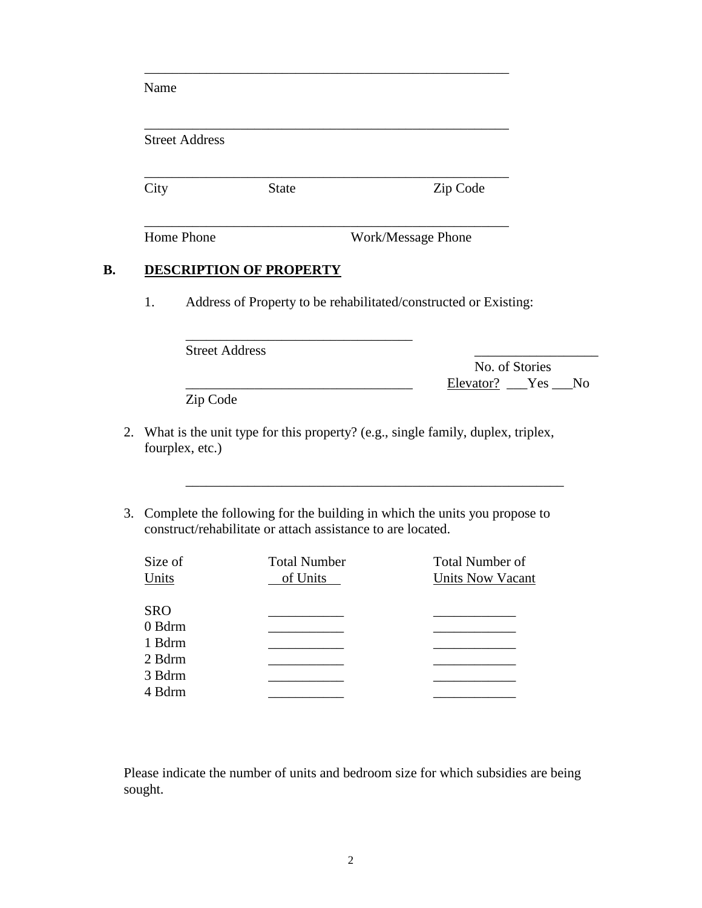\_\_\_\_\_\_\_\_\_\_\_\_\_\_\_\_\_\_\_\_\_\_\_\_\_\_\_\_\_\_\_\_\_\_\_\_\_\_\_\_\_\_\_\_\_\_\_\_\_\_\_\_
Name

\_\_\_\_\_\_\_\_\_\_\_\_\_\_\_\_\_\_\_\_\_\_\_\_\_\_\_\_\_\_\_\_\_\_\_\_\_\_\_\_\_\_\_\_\_\_\_\_\_\_\_\_
Street Address

\_\_\_\_\_\_\_\_\_\_\_\_\_\_\_\_\_\_\_\_\_\_\_\_\_\_\_\_\_\_\_\_\_\_\_\_\_\_\_\_\_\_\_\_\_\_\_\_\_\_\_\_
City State Zip Code

\_\_\_\_\_\_\_\_\_\_\_\_\_\_\_\_\_\_\_\_\_\_\_\_\_\_\_\_\_\_\_\_\_\_\_\_\_\_\_\_\_\_\_\_\_\_\_\_\_\_\_\_
Home Phone Work/Message Phone

**B. <u>DESCRIPTION OF PROPERTY</u>**

1. Address of Property to be rehabilitated/constructed or Existing:

\_\_\_\_\_\_\_\_\_\_\_\_\_\_\_\_\_\_\_\_\_\_\_\_\_\_\_\_\_\_\_\_\_\_
Street Address

\_\_\_\_\_\_\_\_\_\_\_\_\_\_\_\_\_\_
No. of Stories

\_\_\_\_\_\_\_\_\_\_\_\_\_\_\_\_\_\_\_\_\_\_\_\_\_\_\_\_\_\_\_\_\_\_
Zip Code

<u>Elevator?</u> \_\_\_Yes \_\_\_No

2. What is the unit type for this property? (e.g., single family, duplex, triplex, fourplex, etc.)

\_\_\_\_\_\_\_\_\_\_\_\_\_\_\_\_\_\_\_\_\_\_\_\_\_\_\_\_\_\_\_\_\_\_\_\_\_\_\_\_\_\_\_\_\_\_\_\_\_\_\_\_\_\_\_\_

3. Complete the following for the building in which the units you propose to construct/rehabilitate or attach assistance to are located.

| Size of Units | Total Number of Units | Total Number of Units Now Vacant |
|---|---|---|
| SRO | \_\_\_\_\_\_\_\_\_\_\_ | \_\_\_\_\_\_\_\_\_\_\_\_ |
| 0 Bdrm | \_\_\_\_\_\_\_\_\_\_\_ | \_\_\_\_\_\_\_\_\_\_\_\_ |
| 1 Bdrm | \_\_\_\_\_\_\_\_\_\_\_ | \_\_\_\_\_\_\_\_\_\_\_\_ |
| 2 Bdrm | \_\_\_\_\_\_\_\_\_\_\_ | \_\_\_\_\_\_\_\_\_\_\_\_ |
| 3 Bdrm | \_\_\_\_\_\_\_\_\_\_\_ | \_\_\_\_\_\_\_\_\_\_\_\_ |
| 4 Bdrm | \_\_\_\_\_\_\_\_\_\_\_ | \_\_\_\_\_\_\_\_\_\_\_\_ |

Please indicate the number of units and bedroom size for which subsidies are being sought.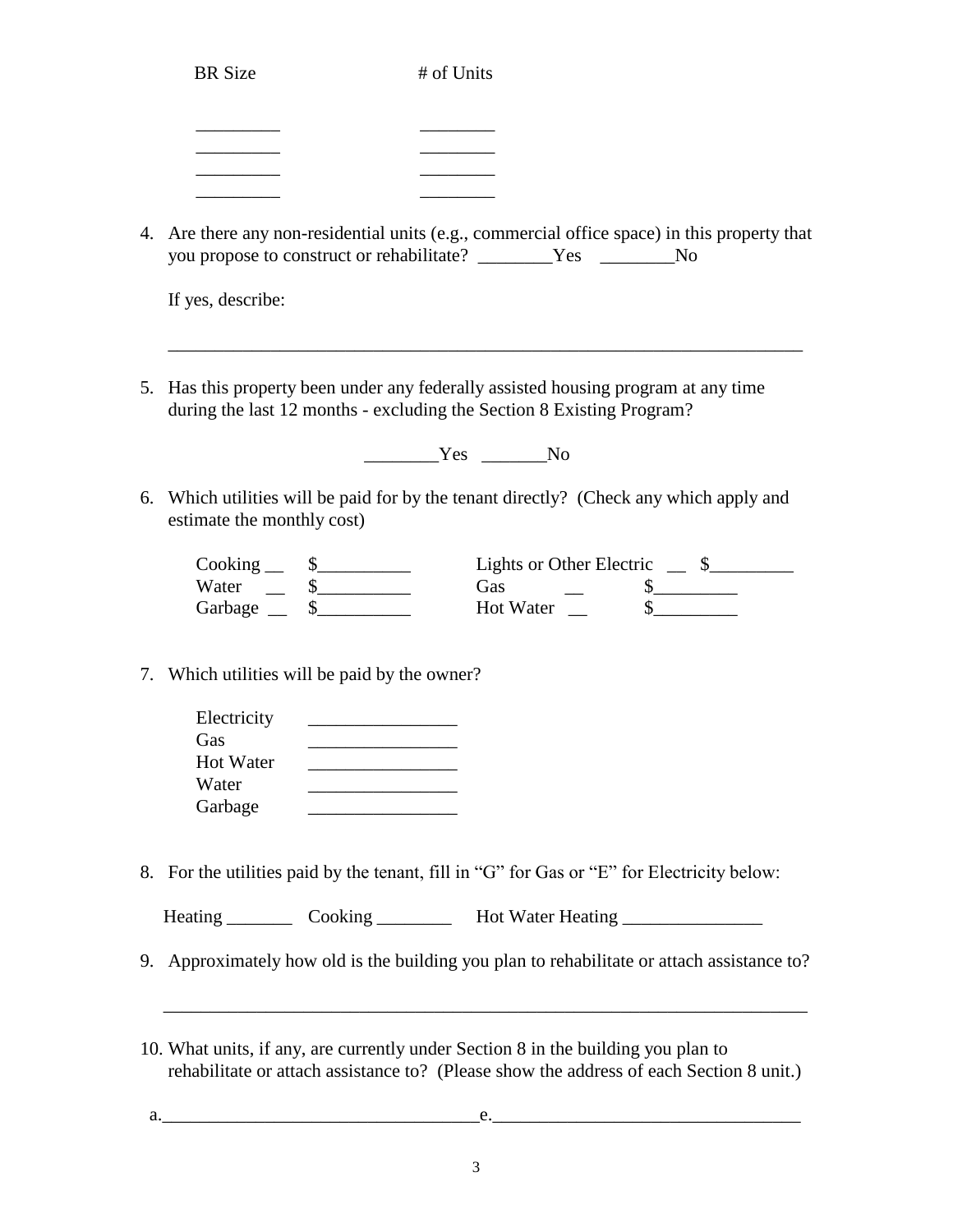| BR Size | # of Units |
| --- | --- |
| _________ | ________ |
| _________ | ________ |
| _________ | ________ |
| _________ | ________ |

4. Are there any non-residential units (e.g., commercial office space) in this property that you propose to construct or rehabilitate? ________Yes ________No

   If yes, describe:

   ______________________________________________________________________

5. Has this property been under any federally assisted housing program at any time during the last 12 months - excluding the Section 8 Existing Program?

   ________Yes _______No

6. Which utilities will be paid for by the tenant directly? (Check any which apply and estimate the monthly cost)

| | | | | | |
| --- | --- | --- | --- | --- | --- |
| Cooking | __ | $__________ | Lights or Other Electric | __ | $_________ |
| Water | __ | $__________ | Gas | __ | $_________ |
| Garbage | __ | $__________ | Hot Water | __ | $_________ |

7. Which utilities will be paid by the owner?

| | |
| --- | --- |
| Electricity | ________________ |
| Gas | ________________ |
| Hot Water | ________________ |
| Water | ________________ |
| Garbage | ________________ |

8. For the utilities paid by the tenant, fill in "G" for Gas or "E" for Electricity below:

   Heating _______ Cooking ________ Hot Water Heating _______________

9. Approximately how old is the building you plan to rehabilitate or attach assistance to?

   ______________________________________________________________________

10. What units, if any, are currently under Section 8 in the building you plan to rehabilitate or attach assistance to? (Please show the address of each Section 8 unit.)

   a.__________________________________e._________________________________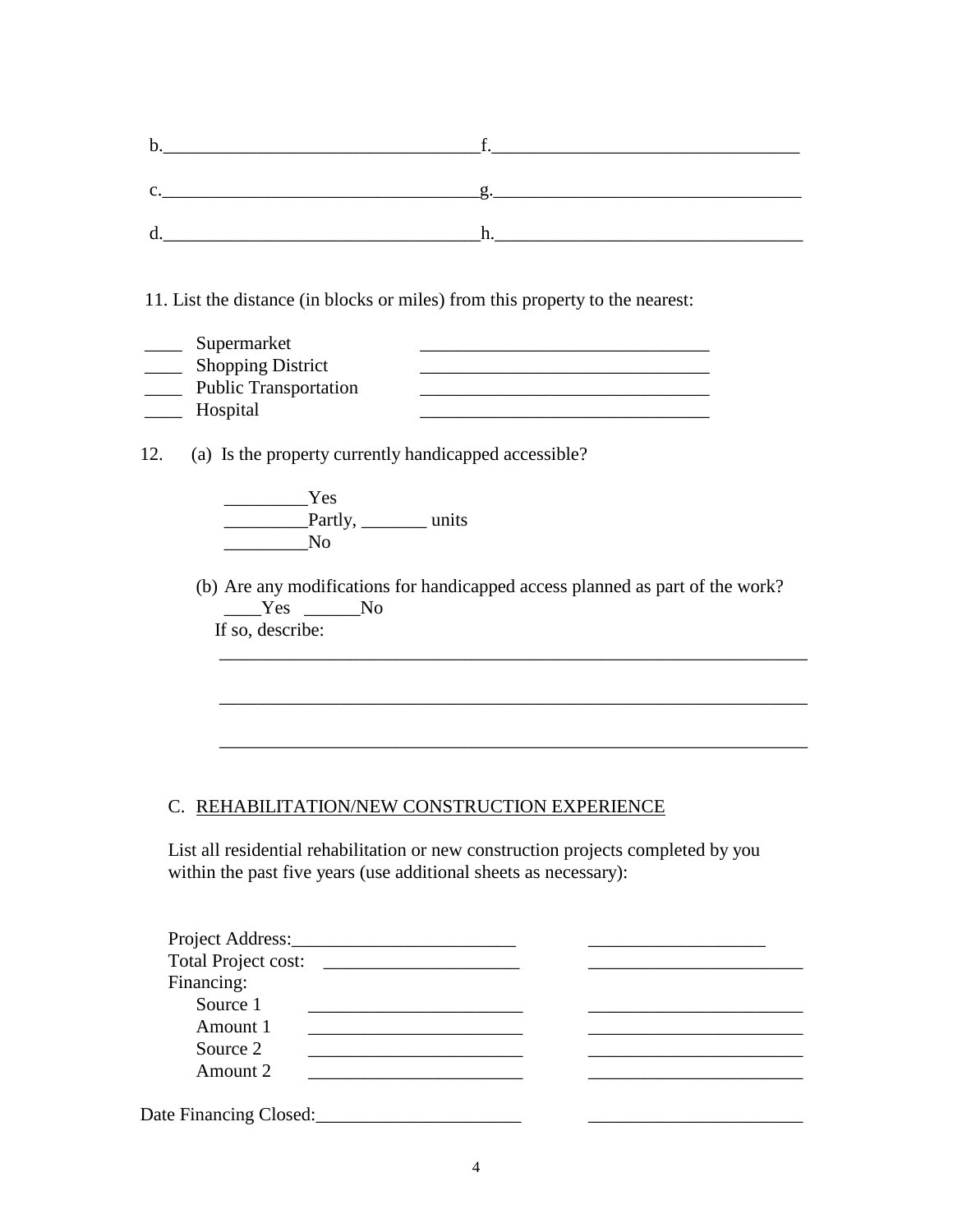b.________________________________ f.________________________________

c.________________________________ g.________________________________

d.________________________________ h.________________________________

11. List the distance (in blocks or miles) from this property to the nearest:

____ Supermarket ______________________________
____ Shopping District ______________________________
____ Public Transportation ______________________________
____ Hospital ______________________________

12. (a) Is the property currently handicapped accessible?

_________Yes
_________Partly, _______ units
_________No

(b) Are any modifications for handicapped access planned as part of the work?
____Yes ______No
If so, describe:

______________________________________________________________

______________________________________________________________

______________________________________________________________

## C. REHABILITATION/NEW CONSTRUCTION EXPERIENCE

List all residential rehabilitation or new construction projects completed by you within the past five years (use additional sheets as necessary):

| | | |
|---|---|---|
| Project Address: | ________________________ | ___________________ |
| Total Project cost: | ______________________ | ______________________ |
| Financing: | | |
| Source 1 | ______________________ | ______________________ |
| Amount 1 | ______________________ | ______________________ |
| Source 2 | ______________________ | ______________________ |
| Amount 2 | ______________________ | ______________________ |
| Date Financing Closed: | ______________________ | ______________________ |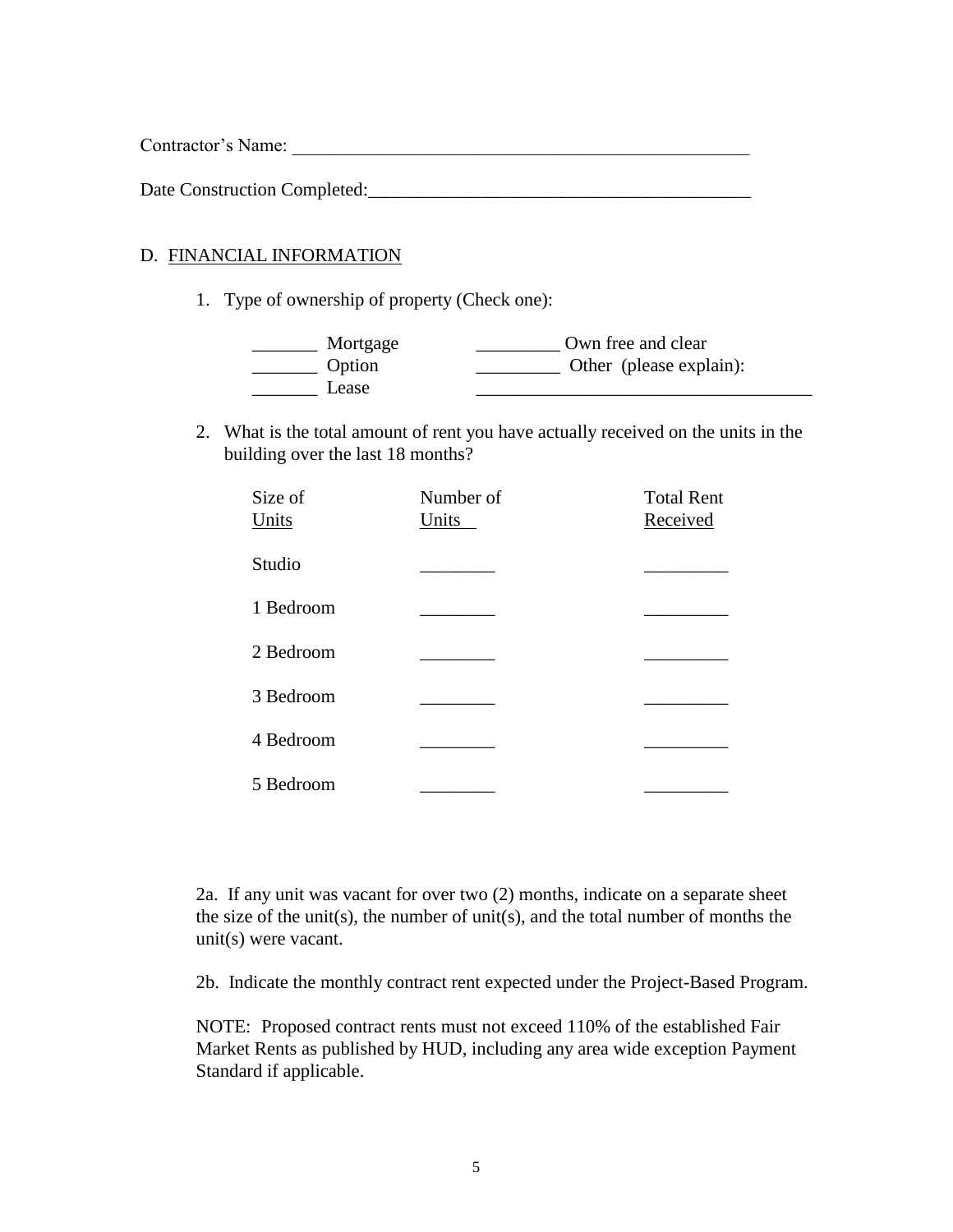Contractor's Name: ___________________________________________________

Date Construction Completed:__________________________________________

## D. FINANCIAL INFORMATION

1. Type of ownership of property (Check one):

   _______ Mortgage  _________ Own free and clear
   _______ Option  _________ Other (please explain):
   _______ Lease  _____________________________________

2. What is the total amount of rent you have actually received on the units in the building over the last 18 months?

| Size of Units | Number of Units | Total Rent Received |
|---|---|---|
| Studio | ________ | _________ |
| 1 Bedroom | ________ | _________ |
| 2 Bedroom | ________ | _________ |
| 3 Bedroom | ________ | _________ |
| 4 Bedroom | ________ | _________ |
| 5 Bedroom | ________ | _________ |

2a. If any unit was vacant for over two (2) months, indicate on a separate sheet the size of the unit(s), the number of unit(s), and the total number of months the unit(s) were vacant.

2b. Indicate the monthly contract rent expected under the Project-Based Program.

NOTE: Proposed contract rents must not exceed 110% of the established Fair Market Rents as published by HUD, including any area wide exception Payment Standard if applicable.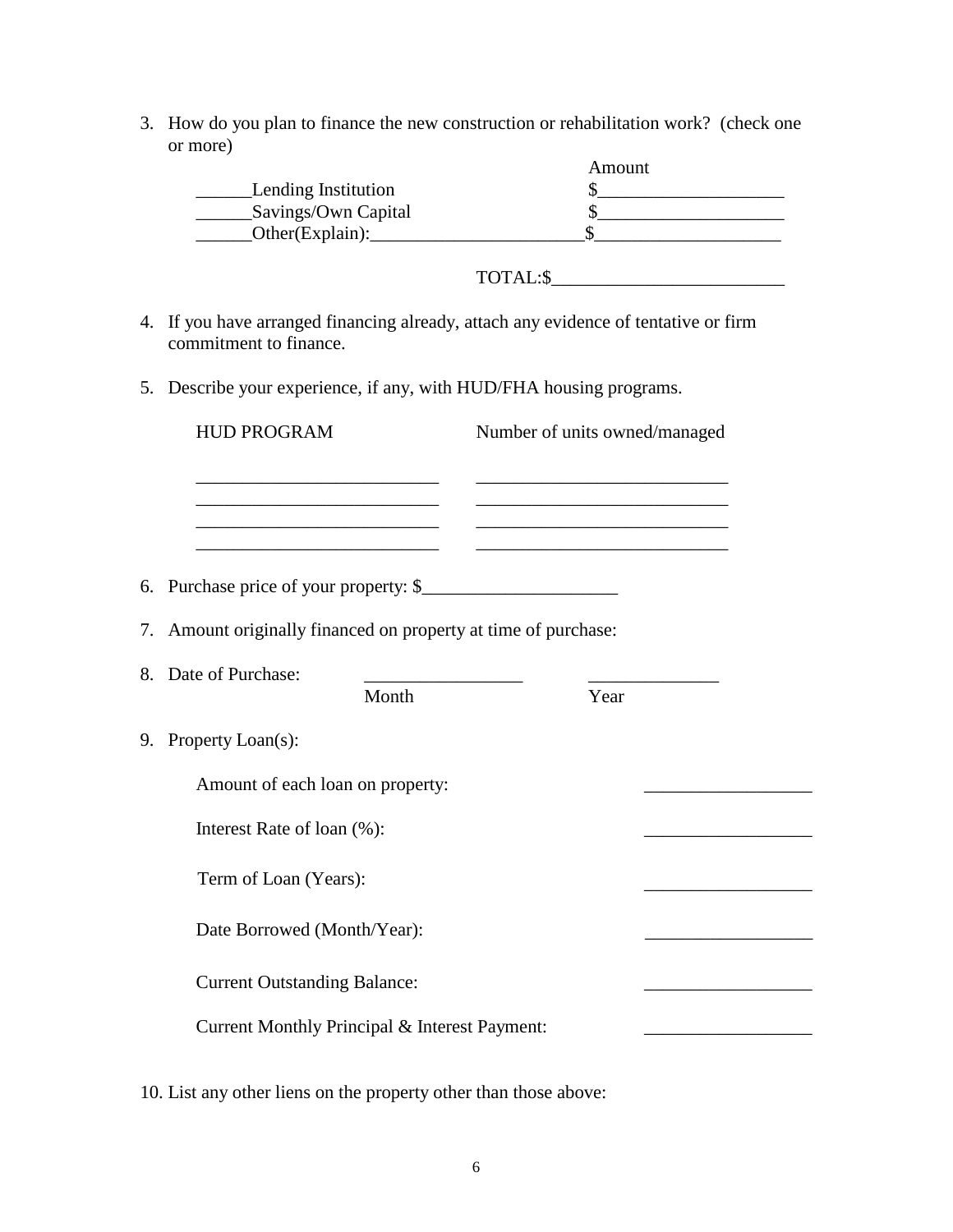3. How do you plan to finance the new construction or rehabilitation work? (check one or more)

| | Amount |
|---|---|
| ______Lending Institution | $____________________ |
| ______Savings/Own Capital | $____________________ |
| ______Other(Explain):______________________ | $____________________ |

TOTAL:$_________________________

4. If you have arranged financing already, attach any evidence of tentative or firm commitment to finance.

5. Describe your experience, if any, with HUD/FHA housing programs.

| HUD PROGRAM | Number of units owned/managed |
|---|---|
| ___________________________ | ____________________________ |
| ___________________________ | ____________________________ |
| ___________________________ | ____________________________ |
| ___________________________ | ____________________________ |

6. Purchase price of your property: $_____________________

7. Amount originally financed on property at time of purchase:

8. Date of Purchase: _________________ (Month) ______________ (Year)

9. Property Loan(s):

| | |
|---|---|
| Amount of each loan on property: | __________________ |
| Interest Rate of loan (%): | __________________ |
| Term of Loan (Years): | __________________ |
| Date Borrowed (Month/Year): | __________________ |
| Current Outstanding Balance: | __________________ |
| Current Monthly Principal & Interest Payment: | __________________ |

10. List any other liens on the property other than those above: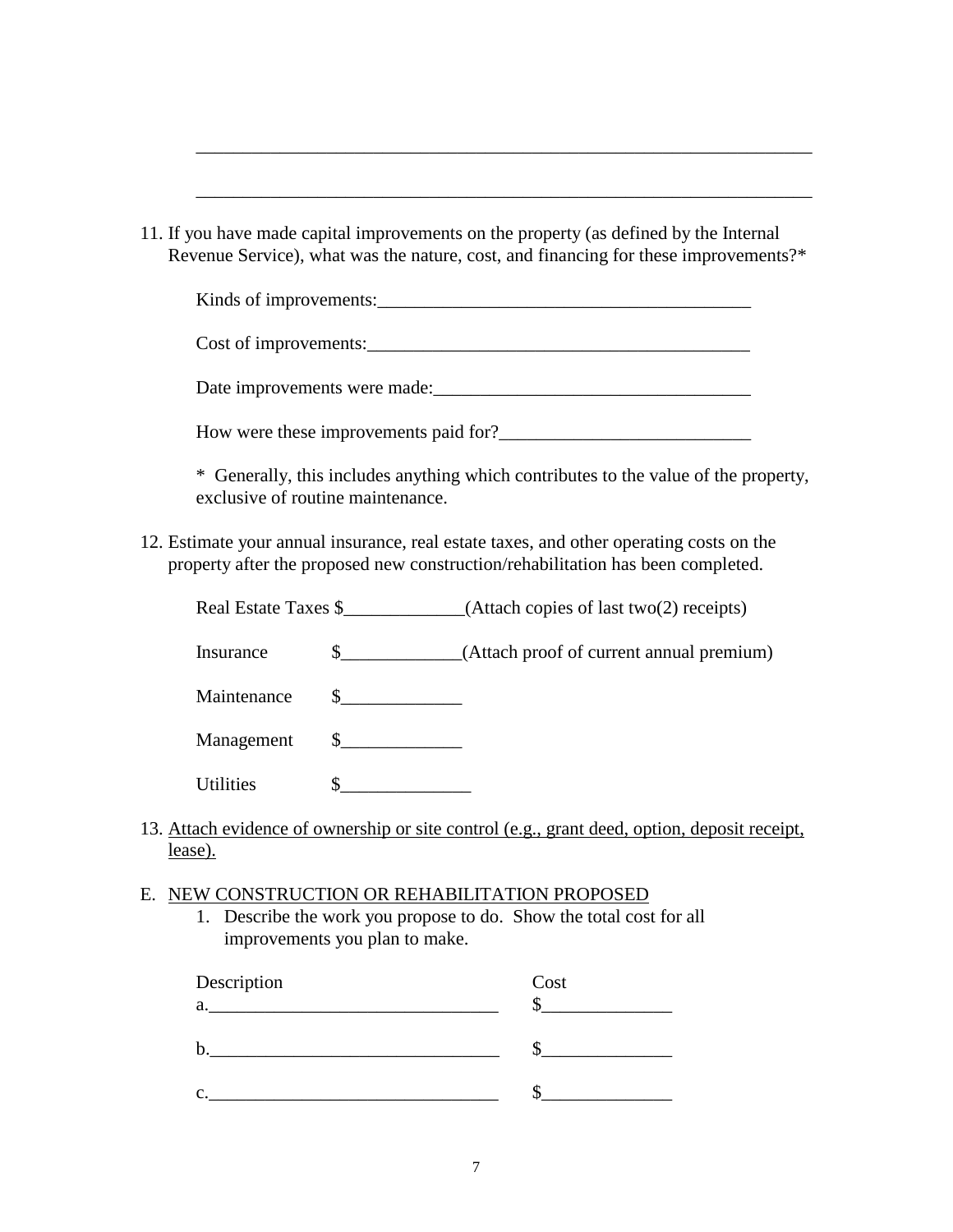______________________________________________________________________

______________________________________________________________________

11. If you have made capital improvements on the property (as defined by the Internal Revenue Service), what was the nature, cost, and financing for these improvements?*

    Kinds of improvements:_________________________________________

    Cost of improvements:__________________________________________

    Date improvements were made:___________________________________

    How were these improvements paid for?___________________________

    * Generally, this includes anything which contributes to the value of the property, exclusive of routine maintenance.

12. Estimate your annual insurance, real estate taxes, and other operating costs on the property after the proposed new construction/rehabilitation has been completed.

    Real Estate Taxes $_____________(Attach copies of last two(2) receipts)

    Insurance $_____________(Attach proof of current annual premium)

    Maintenance $_____________

    Management $_____________

    Utilities $______________

13. <u>Attach evidence of ownership or site control (e.g., grant deed, option, deposit receipt, lease).</u>

E. <u>NEW CONSTRUCTION OR REHABILITATION PROPOSED</u>

   1. Describe the work you propose to do. Show the total cost for all improvements you plan to make.

| Description | Cost |
|---|---|
| a.________________________________ | $______________ |
| b.________________________________ | $______________ |
| c.________________________________ | $______________ |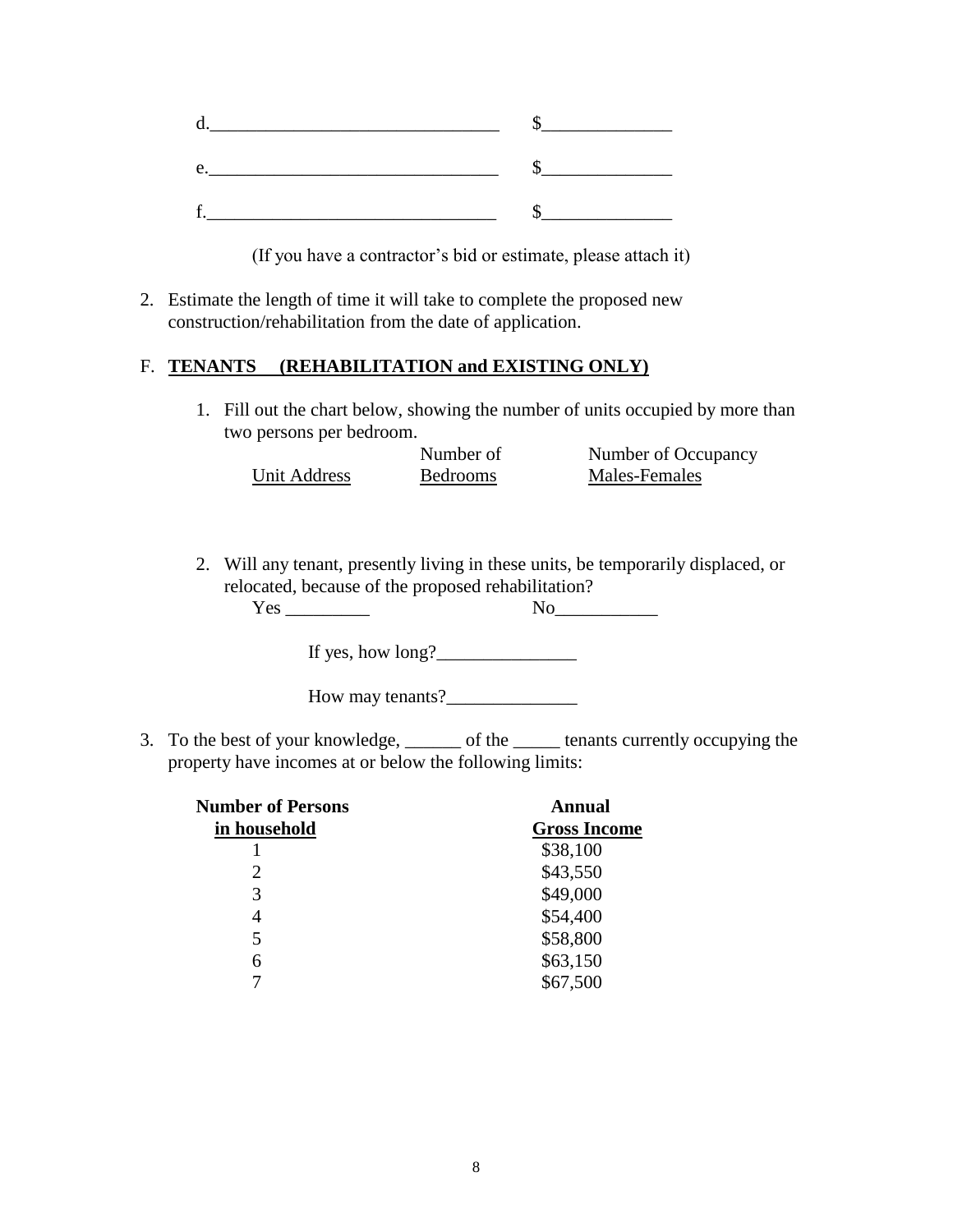d.______________________________ $______________

e.______________________________ $______________

f.______________________________ $______________

(If you have a contractor's bid or estimate, please attach it)

2. Estimate the length of time it will take to complete the proposed new construction/rehabilitation from the date of application.

## F. **TENANTS (REHABILITATION and EXISTING ONLY)**

1. Fill out the chart below, showing the number of units occupied by more than two persons per bedroom.

| Unit Address | Number of Bedrooms | Number of Occupancy Males-Females |
|---|---|---|
| | | |

2. Will any tenant, presently living in these units, be temporarily displaced, or relocated, because of the proposed rehabilitation?

   Yes _________ No___________

   If yes, how long?_______________

   How may tenants?______________

3. To the best of your knowledge, ______ of the _____ tenants currently occupying the property have incomes at or below the following limits:

| **Number of Persons in household** | **Annual Gross Income** |
|---|---|
| 1 | $38,100 |
| 2 | $43,550 |
| 3 | $49,000 |
| 4 | $54,400 |
| 5 | $58,800 |
| 6 | $63,150 |
| 7 | $67,500 |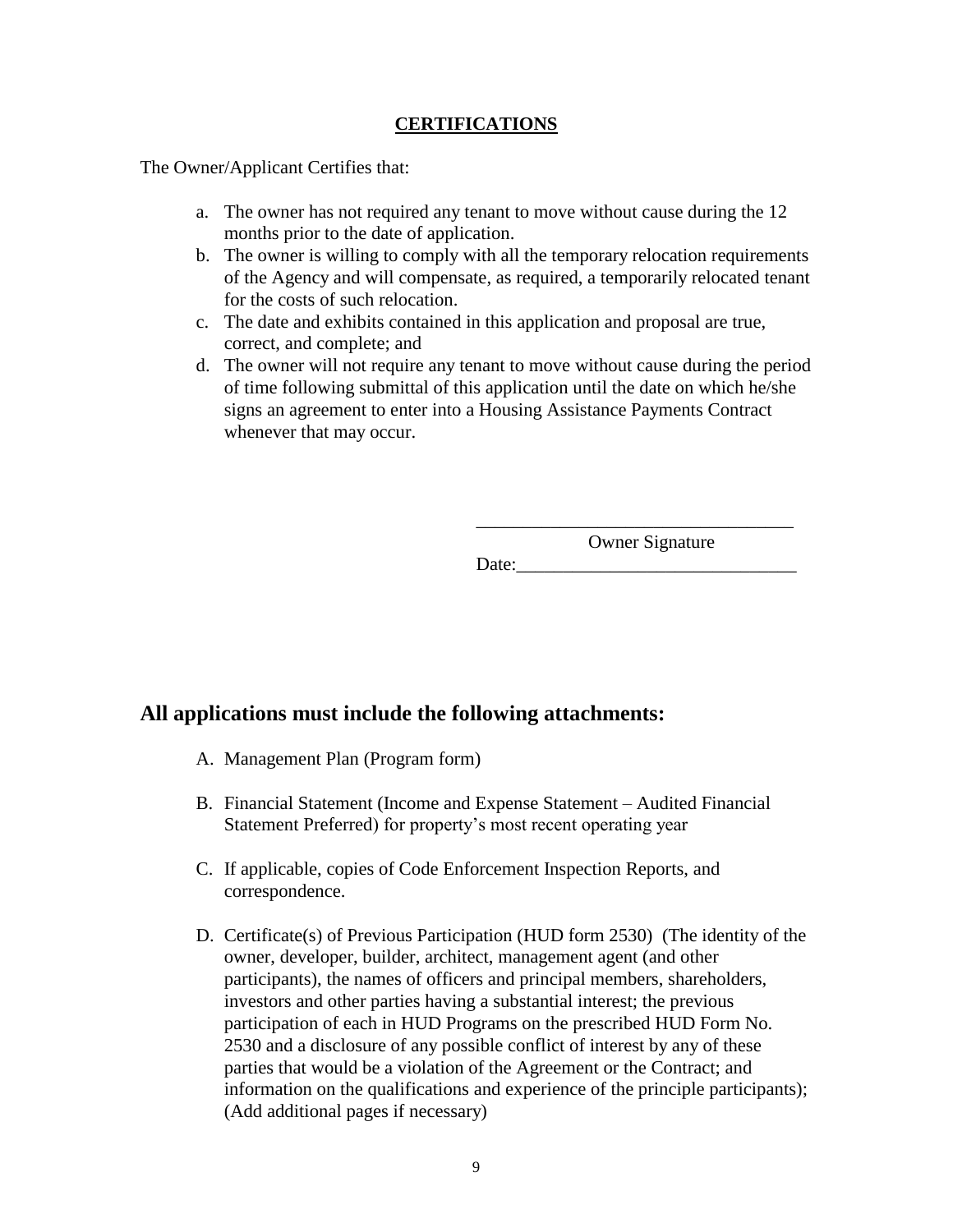## CERTIFICATIONS

The Owner/Applicant Certifies that:

a. The owner has not required any tenant to move without cause during the 12 months prior to the date of application.
b. The owner is willing to comply with all the temporary relocation requirements of the Agency and will compensate, as required, a temporarily relocated tenant for the costs of such relocation.
c. The date and exhibits contained in this application and proposal are true, correct, and complete; and
d. The owner will not require any tenant to move without cause during the period of time following submittal of this application until the date on which he/she signs an agreement to enter into a Housing Assistance Payments Contract whenever that may occur.

\_\_\_\_\_\_\_\_\_\_\_\_\_\_\_\_\_\_\_\_\_\_\_\_\_\_\_\_\_\_\_\_\_\_
Owner Signature

Date:\_\_\_\_\_\_\_\_\_\_\_\_\_\_\_\_\_\_\_\_\_\_\_\_\_\_\_\_\_\_

## All applications must include the following attachments:

A. Management Plan (Program form)

B. Financial Statement (Income and Expense Statement – Audited Financial Statement Preferred) for property's most recent operating year

C. If applicable, copies of Code Enforcement Inspection Reports, and correspondence.

D. Certificate(s) of Previous Participation (HUD form 2530) (The identity of the owner, developer, builder, architect, management agent (and other participants), the names of officers and principal members, shareholders, investors and other parties having a substantial interest; the previous participation of each in HUD Programs on the prescribed HUD Form No. 2530 and a disclosure of any possible conflict of interest by any of these parties that would be a violation of the Agreement or the Contract; and information on the qualifications and experience of the principle participants); (Add additional pages if necessary)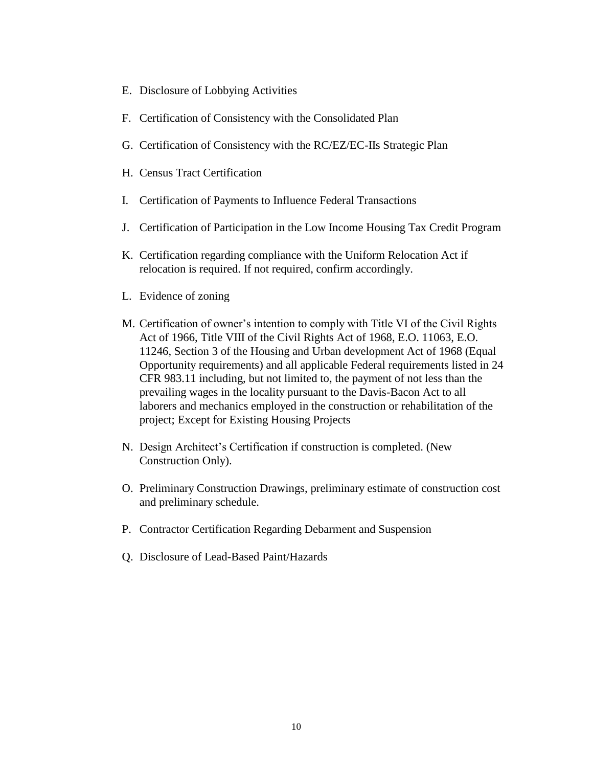E. Disclosure of Lobbying Activities

F. Certification of Consistency with the Consolidated Plan

G. Certification of Consistency with the RC/EZ/EC-IIs Strategic Plan

H. Census Tract Certification

I. Certification of Payments to Influence Federal Transactions

J. Certification of Participation in the Low Income Housing Tax Credit Program

K. Certification regarding compliance with the Uniform Relocation Act if relocation is required. If not required, confirm accordingly.

L. Evidence of zoning

M. Certification of owner's intention to comply with Title VI of the Civil Rights Act of 1966, Title VIII of the Civil Rights Act of 1968, E.O. 11063, E.O. 11246, Section 3 of the Housing and Urban development Act of 1968 (Equal Opportunity requirements) and all applicable Federal requirements listed in 24 CFR 983.11 including, but not limited to, the payment of not less than the prevailing wages in the locality pursuant to the Davis-Bacon Act to all laborers and mechanics employed in the construction or rehabilitation of the project; Except for Existing Housing Projects

N. Design Architect's Certification if construction is completed. (New Construction Only).

O. Preliminary Construction Drawings, preliminary estimate of construction cost and preliminary schedule.

P. Contractor Certification Regarding Debarment and Suspension

Q. Disclosure of Lead-Based Paint/Hazards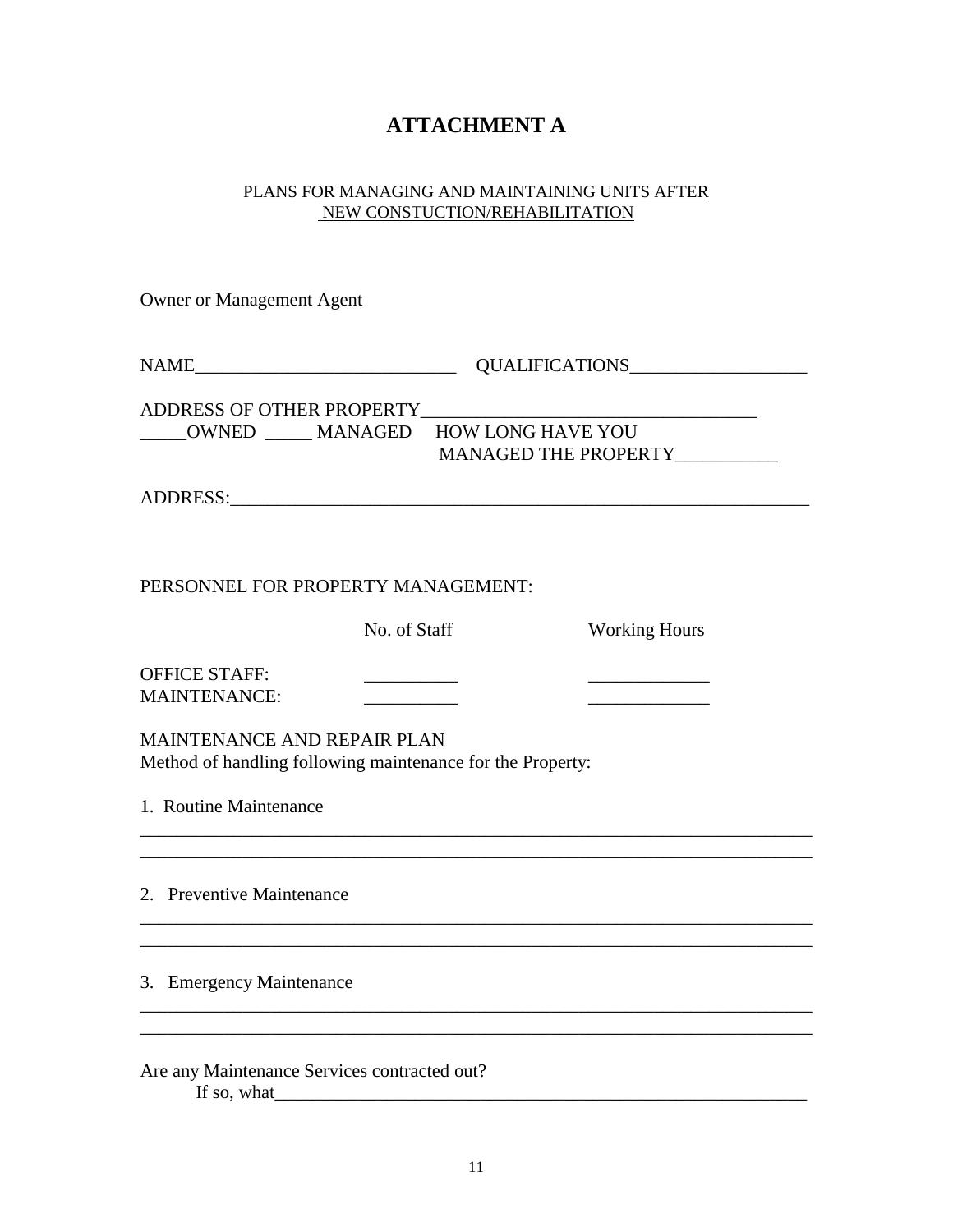# ATTACHMENT A

PLANS FOR MANAGING AND MAINTAINING UNITS AFTER NEW CONSTUCTION/REHABILITATION

Owner or Management Agent

NAME____________________________ QUALIFICATIONS___________________

ADDRESS OF OTHER PROPERTY___________________________________
_____OWNED _____ MANAGED HOW LONG HAVE YOU MANAGED THE PROPERTY___________

ADDRESS:_______________________________________________________________

PERSONNEL FOR PROPERTY MANAGEMENT:

| | No. of Staff | Working Hours |
|---|---|---|
| OFFICE STAFF: | __________ | _____________ |
| MAINTENANCE: | __________ | _____________ |

MAINTENANCE AND REPAIR PLAN
Method of handling following maintenance for the Property:

1. Routine Maintenance

___________________________________________________________________________
___________________________________________________________________________

2. Preventive Maintenance

___________________________________________________________________________
___________________________________________________________________________

3. Emergency Maintenance

___________________________________________________________________________
___________________________________________________________________________

Are any Maintenance Services contracted out?
If so, what__________________________________________________________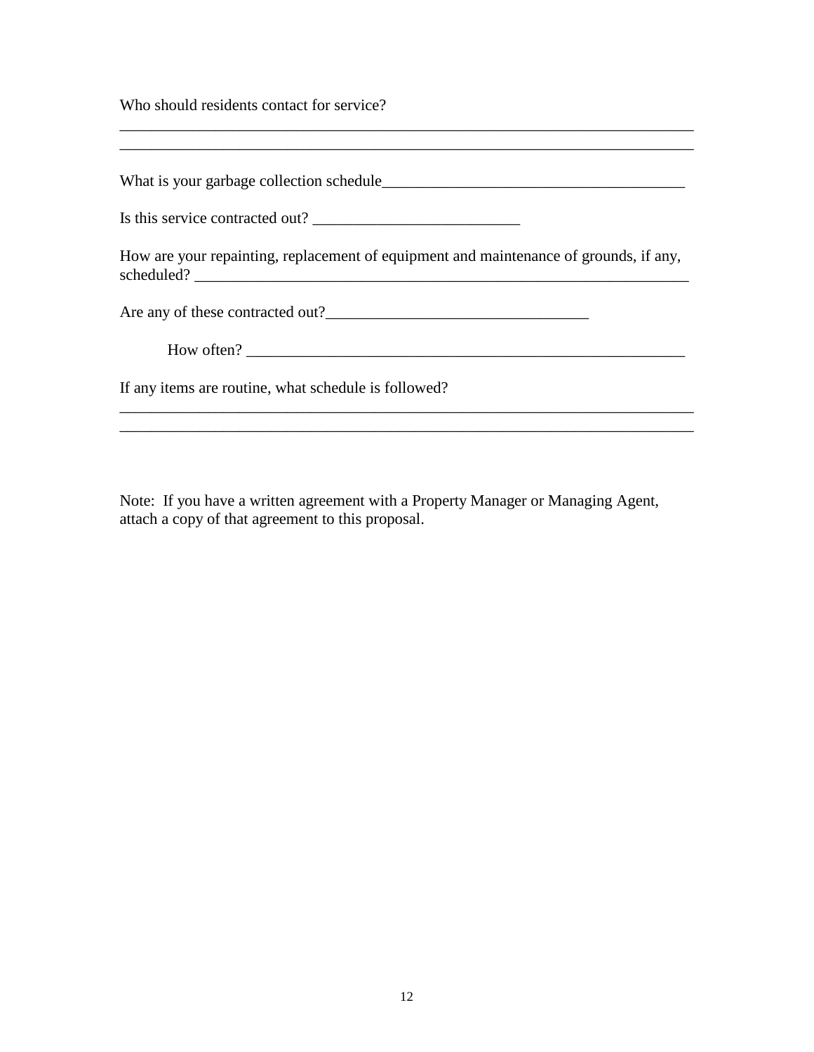Who should residents contact for service?

___________________________________________________________________________
___________________________________________________________________________

What is your garbage collection schedule______________________________________

Is this service contracted out? __________________________

How are your repainting, replacement of equipment and maintenance of grounds, if any, scheduled? _________________________________________________________________

Are any of these contracted out?_________________________________

How often? _______________________________________________________

If any items are routine, what schedule is followed?

___________________________________________________________________________
___________________________________________________________________________

Note: If you have a written agreement with a Property Manager or Managing Agent, attach a copy of that agreement to this proposal.